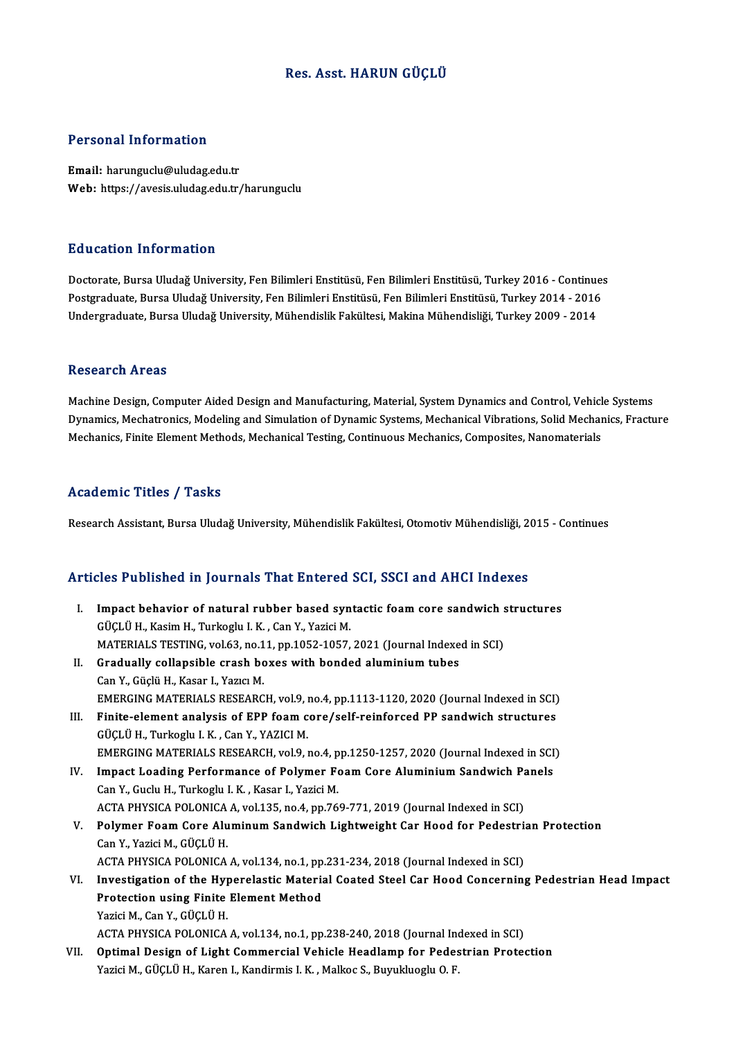# Res. Asst. HARUN GÜÇLÜ

## Personal Information

**Email:** harunguclu@uludag.edu.tr
**Web:** https://avesis.uludag.edu.tr/harunguclu

## Education Information

Doctorate, Bursa Uludağ University, Fen Bilimleri Enstitüsü, Fen Bilimleri Enstitüsü, Turkey 2016 - Continues
Postgraduate, Bursa Uludağ University, Fen Bilimleri Enstitüsü, Fen Bilimleri Enstitüsü, Turkey 2014 - 2016
Undergraduate, Bursa Uludağ University, Mühendislik Fakültesi, Makina Mühendisliği, Turkey 2009 - 2014

## Research Areas

Machine Design, Computer Aided Design and Manufacturing, Material, System Dynamics and Control, Vehicle Systems Dynamics, Mechatronics, Modeling and Simulation of Dynamic Systems, Mechanical Vibrations, Solid Mechanics, Fracture Mechanics, Finite Element Methods, Mechanical Testing, Continuous Mechanics, Composites, Nanomaterials

## Academic Titles / Tasks

Research Assistant, Bursa Uludağ University, Mühendislik Fakültesi, Otomotiv Mühendisliği, 2015 - Continues

## Articles Published in Journals That Entered SCI, SSCI and AHCI Indexes

I. **Impact behavior of natural rubber based syntactic foam core sandwich structures**
GÜÇLÜ H., Kasim H., Turkoglu I. K. , Can Y., Yazici M.
MATERIALS TESTING, vol.63, no.11, pp.1052-1057, 2021 (Journal Indexed in SCI)

II. **Gradually collapsible crash boxes with bonded aluminium tubes**
Can Y., Güçlü H., Kasar I., Yazıcı M.
EMERGING MATERIALS RESEARCH, vol.9, no.4, pp.1113-1120, 2020 (Journal Indexed in SCI)

III. **Finite-element analysis of EPP foam core/self-reinforced PP sandwich structures**
GÜÇLÜ H., Turkoglu I. K. , Can Y., YAZICI M.
EMERGING MATERIALS RESEARCH, vol.9, no.4, pp.1250-1257, 2020 (Journal Indexed in SCI)

IV. **Impact Loading Performance of Polymer Foam Core Aluminium Sandwich Panels**
Can Y., Guclu H., Turkoglu I. K. , Kasar I., Yazici M.
ACTA PHYSICA POLONICA A, vol.135, no.4, pp.769-771, 2019 (Journal Indexed in SCI)

V. **Polymer Foam Core Aluminum Sandwich Lightweight Car Hood for Pedestrian Protection**
Can Y., Yazici M., GÜÇLÜ H.
ACTA PHYSICA POLONICA A, vol.134, no.1, pp.231-234, 2018 (Journal Indexed in SCI)

VI. **Investigation of the Hyperelastic Material Coated Steel Car Hood Concerning Pedestrian Head Impact Protection using Finite Element Method**
Yazici M., Can Y., GÜÇLÜ H.
ACTA PHYSICA POLONICA A, vol.134, no.1, pp.238-240, 2018 (Journal Indexed in SCI)

VII. **Optimal Design of Light Commercial Vehicle Headlamp for Pedestrian Protection**
Yazici M., GÜÇLÜ H., Karen I., Kandirmis I. K. , Malkoc S., Buyukluoglu O. F.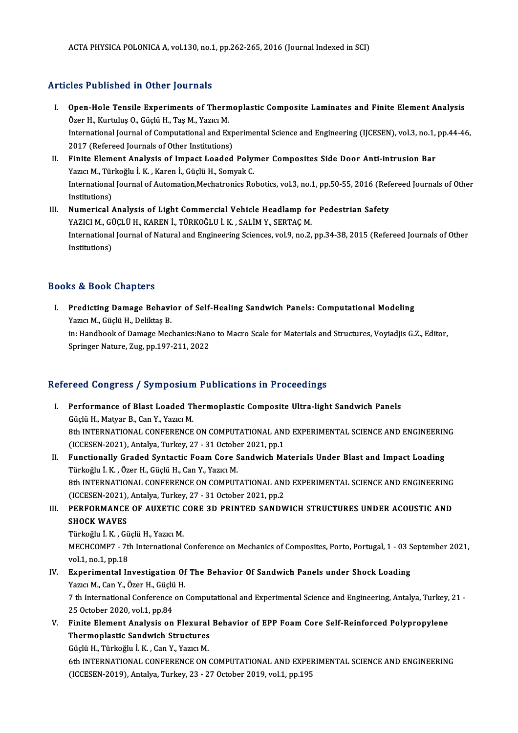ACTA PHYSICA POLONICA A, vol.130, no.1, pp.262-265, 2016 (Journal Indexed in SCI)

## Articles Published in Other Journals

I. **Open-Hole Tensile Experiments of Thermoplastic Composite Laminates and Finite Element Analysis**
   Özer H., Kurtuluş O., Güçlü H., Taş M., Yazıcı M.
   International Journal of Computational and Experimental Science and Engineering (IJCESEN), vol.3, no.1, pp.44-46, 2017 (Refereed Journals of Other Institutions)
II. **Finite Element Analysis of Impact Loaded Polymer Composites Side Door Anti-intrusion Bar**
   Yazıcı M., Türkoğlu İ. K. , Karen İ., Güçlü H., Somyak C.
   International Journal of Automation,Mechatronics Robotics, vol.3, no.1, pp.50-55, 2016 (Refereed Journals of Other Institutions)
III. **Numerical Analysis of Light Commercial Vehicle Headlamp for Pedestrian Safety**
   YAZICI M., GÜÇLÜ H., KAREN İ., TÜRKOĞLU İ. K. , SALİM Y., SERTAÇ M.
   International Journal of Natural and Engineering Sciences, vol.9, no.2, pp.34-38, 2015 (Refereed Journals of Other Institutions)

## Books & Book Chapters

I. **Predicting Damage Behavior of Self-Healing Sandwich Panels: Computational Modeling**
   Yazıcı M., Güçlü H., Deliktaş B.
   in: Handbook of Damage Mechanics:Nano to Macro Scale for Materials and Structures, Voyiadjis G.Z., Editor, Springer Nature, Zug, pp.197-211, 2022

## Refereed Congress / Symposium Publications in Proceedings

I. **Performance of Blast Loaded Thermoplastic Composite Ultra-light Sandwich Panels**
   Güçlü H., Matyar B., Can Y., Yazıcı M.
   8th INTERNATIONAL CONFERENCE ON COMPUTATIONAL AND EXPERIMENTAL SCIENCE AND ENGINEERING (ICCESEN-2021), Antalya, Turkey, 27 - 31 October 2021, pp.1
II. **Functionally Graded Syntactic Foam Core Sandwich Materials Under Blast and Impact Loading**
   Türkoğlu İ. K. , Özer H., Güçlü H., Can Y., Yazıcı M.
   8th INTERNATIONAL CONFERENCE ON COMPUTATIONAL AND EXPERIMENTAL SCIENCE AND ENGINEERING (ICCESEN-2021), Antalya, Turkey, 27 - 31 October 2021, pp.2
III. **PERFORMANCE OF AUXETIC CORE 3D PRINTED SANDWICH STRUCTURES UNDER ACOUSTIC AND SHOCK WAVES**
   Türkoğlu İ. K. , Güçlü H., Yazıcı M.
   MECHCOMP7 - 7th International Conference on Mechanics of Composites, Porto, Portugal, 1 - 03 September 2021, vol.1, no.1, pp.18
IV. **Experimental Investigation Of The Behavior Of Sandwich Panels under Shock Loading**
   Yazıcı M., Can Y., Özer H., Güçlü H.
   7 th International Conference on Computational and Experimental Science and Engineering, Antalya, Turkey, 21 - 25 October 2020, vol.1, pp.84
V. **Finite Element Analysis on Flexural Behavior of EPP Foam Core Self-Reinforced Polypropylene Thermoplastic Sandwich Structures**
   Güçlü H., Türkoğlu İ. K. , Can Y., Yazıcı M.
   6th INTERNATIONAL CONFERENCE ON COMPUTATIONAL AND EXPERIMENTAL SCIENCE AND ENGINEERING (ICCESEN-2019), Antalya, Turkey, 23 - 27 October 2019, vol.1, pp.195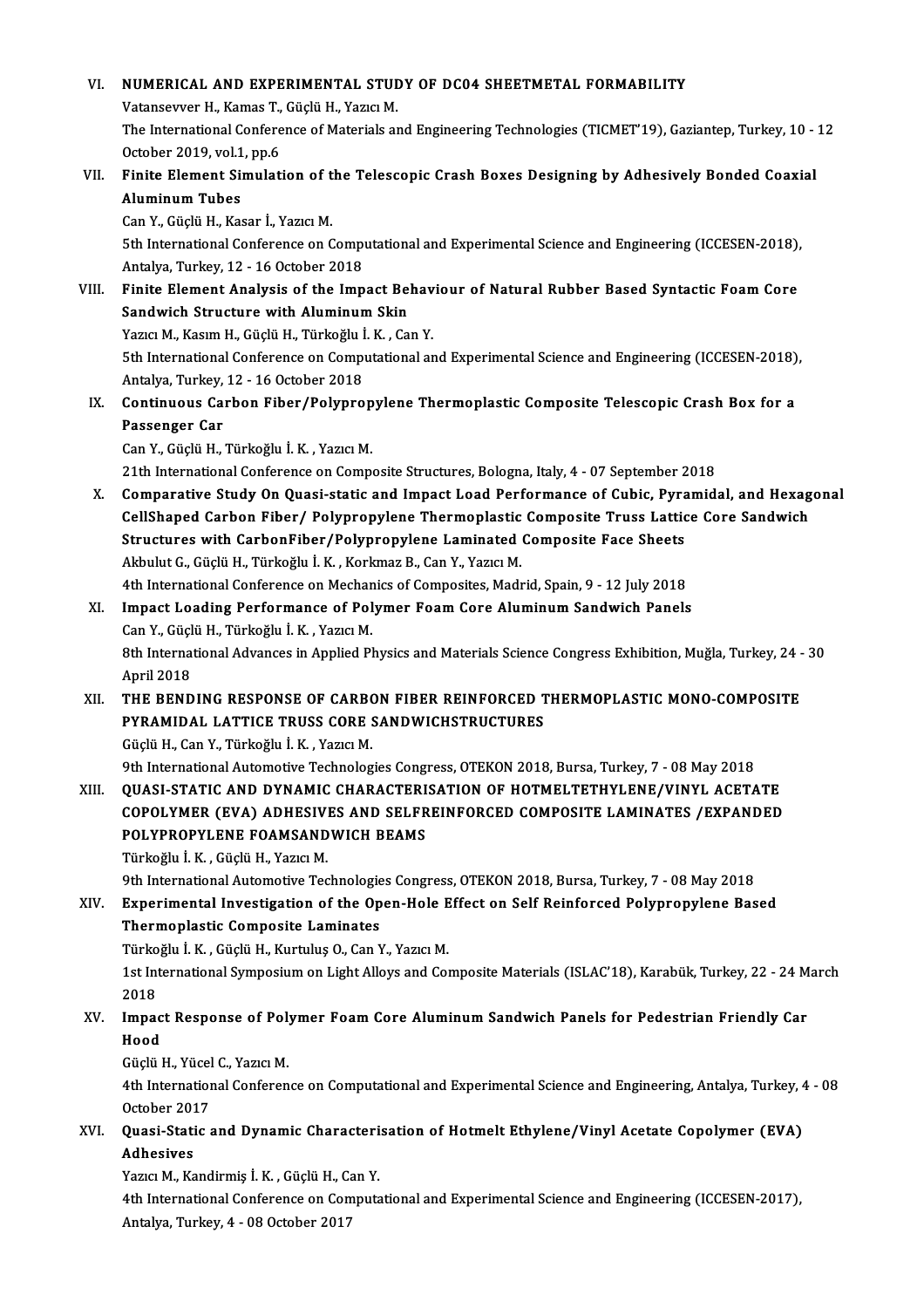VI. **NUMERICAL AND EXPERIMENTAL STUDY OF DC04 SHEETMETAL FORMABILITY**
Vatansevver H., Kamas T., Güçlü H., Yazıcı M.
The International Conference of Materials and Engineering Technologies (TICMET'19), Gaziantep, Turkey, 10 - 12 October 2019, vol.1, pp.6

VII. **Finite Element Simulation of the Telescopic Crash Boxes Designing by Adhesively Bonded Coaxial Aluminum Tubes**
Can Y., Güçlü H., Kasar İ., Yazıcı M.
5th International Conference on Computational and Experimental Science and Engineering (ICCESEN-2018), Antalya, Turkey, 12 - 16 October 2018

VIII. **Finite Element Analysis of the Impact Behaviour of Natural Rubber Based Syntactic Foam Core Sandwich Structure with Aluminum Skin**
Yazıcı M., Kasım H., Güçlü H., Türkoğlu İ. K., Can Y.
5th International Conference on Computational and Experimental Science and Engineering (ICCESEN-2018), Antalya, Turkey, 12 - 16 October 2018

IX. **Continuous Carbon Fiber/Polypropylene Thermoplastic Composite Telescopic Crash Box for a Passenger Car**
Can Y., Güçlü H., Türkoğlu İ. K., Yazıcı M.
21th International Conference on Composite Structures, Bologna, Italy, 4 - 07 September 2018

X. **Comparative Study On Quasi-static and Impact Load Performance of Cubic, Pyramidal, and Hexagonal CellShaped Carbon Fiber/ Polypropylene Thermoplastic Composite Truss Lattice Core Sandwich Structures with CarbonFiber/Polypropylene Laminated Composite Face Sheets**
Akbulut G., Güçlü H., Türkoğlu İ. K., Korkmaz B., Can Y., Yazıcı M.
4th International Conference on Mechanics of Composites, Madrid, Spain, 9 - 12 July 2018

XI. **Impact Loading Performance of Polymer Foam Core Aluminum Sandwich Panels**
Can Y., Güçlü H., Türkoğlu İ. K., Yazıcı M.
8th International Advances in Applied Physics and Materials Science Congress Exhibition, Muğla, Turkey, 24 - 30 April 2018

XII. **THE BENDING RESPONSE OF CARBON FIBER REINFORCED THERMOPLASTIC MONO-COMPOSITE PYRAMIDAL LATTICE TRUSS CORE SANDWICHSTRUCTURES**
Güçlü H., Can Y., Türkoğlu İ. K., Yazıcı M.
9th International Automotive Technologies Congress, OTEKON 2018, Bursa, Turkey, 7 - 08 May 2018

XIII. **QUASI-STATIC AND DYNAMIC CHARACTERISATION OF HOTMELTETHYLENE/VINYL ACETATE COPOLYMER (EVA) ADHESIVES AND SELFREINFORCED COMPOSITE LAMINATES /EXPANDED POLYPROPYLENE FOAMSANDWICH BEAMS**
Türkoğlu İ. K., Güçlü H., Yazıcı M.
9th International Automotive Technologies Congress, OTEKON 2018, Bursa, Turkey, 7 - 08 May 2018

XIV. **Experimental Investigation of the Open-Hole Effect on Self Reinforced Polypropylene Based Thermoplastic Composite Laminates**
Türkoğlu İ. K., Güçlü H., Kurtuluş O., Can Y., Yazıcı M.
1st International Symposium on Light Alloys and Composite Materials (ISLAC'18), Karabük, Turkey, 22 - 24 March 2018

XV. **Impact Response of Polymer Foam Core Aluminum Sandwich Panels for Pedestrian Friendly Car Hood**
Güçlü H., Yücel C., Yazıcı M.
4th International Conference on Computational and Experimental Science and Engineering, Antalya, Turkey, 4 - 08 October 2017

XVI. **Quasi-Static and Dynamic Characterisation of Hotmelt Ethylene/Vinyl Acetate Copolymer (EVA) Adhesives**
Yazıcı M., Kandirmiş İ. K., Güçlü H., Can Y.
4th International Conference on Computational and Experimental Science and Engineering (ICCESEN-2017), Antalya, Turkey, 4 - 08 October 2017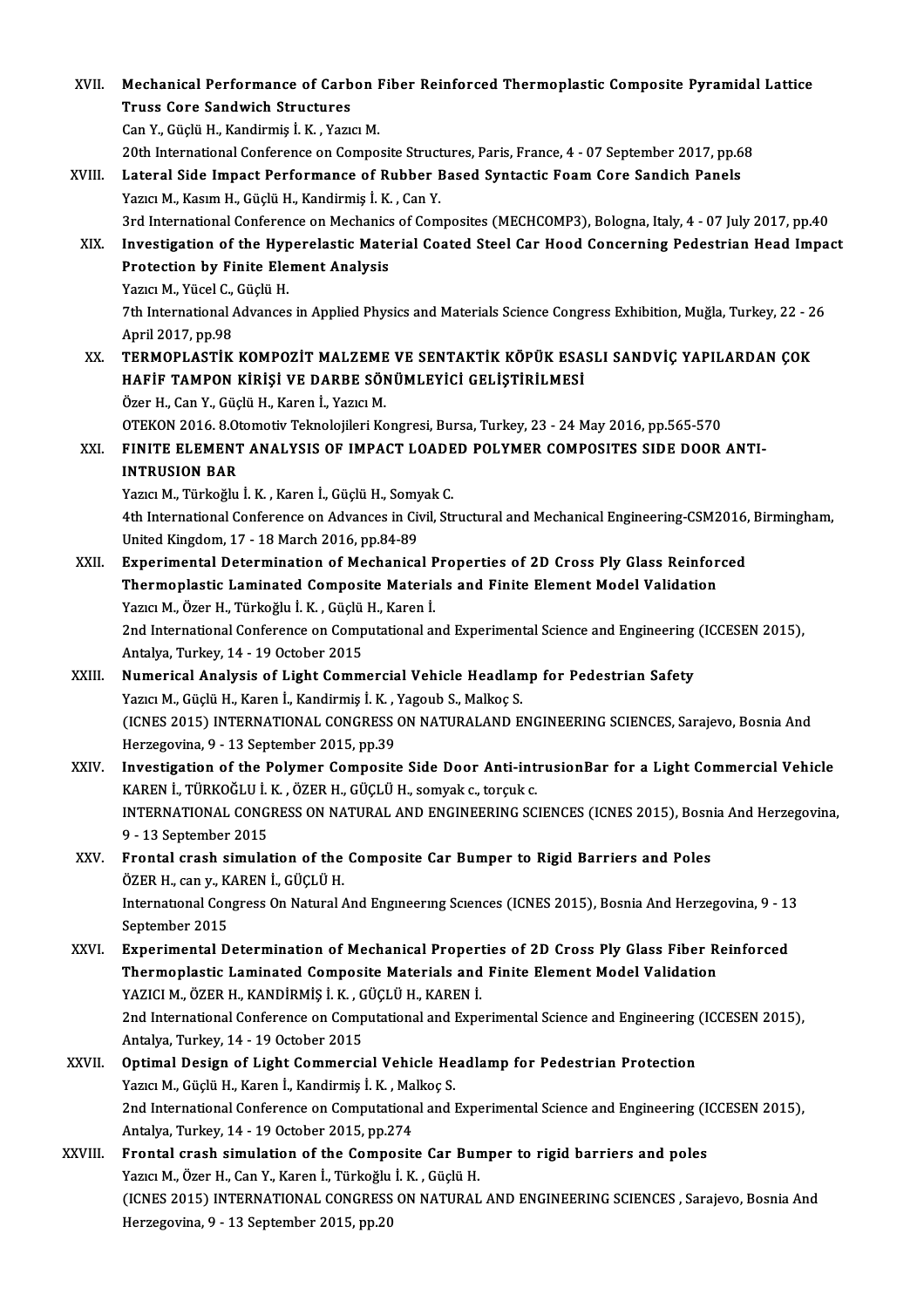XVII. **Mechanical Performance of Carbon Fiber Reinforced Thermoplastic Composite Pyramidal Lattice Truss Core Sandwich Structures**
Can Y., Güçlü H., Kandirmiş İ. K. , Yazıcı M.
20th International Conference on Composite Structures, Paris, France, 4 - 07 September 2017, pp.68

XVIII. **Lateral Side Impact Performance of Rubber Based Syntactic Foam Core Sandich Panels**
Yazıcı M., Kasım H., Güçlü H., Kandirmiş İ. K. , Can Y.
3rd International Conference on Mechanics of Composites (MECHCOMP3), Bologna, Italy, 4 - 07 July 2017, pp.40

XIX. **Investigation of the Hyperelastic Material Coated Steel Car Hood Concerning Pedestrian Head Impact Protection by Finite Element Analysis**
Yazıcı M., Yücel C., Güçlü H.
7th International Advances in Applied Physics and Materials Science Congress Exhibition, Muğla, Turkey, 22 - 26 April 2017, pp.98

XX. **TERMOPLASTİK KOMPOZİT MALZEME VE SENTAKTİK KÖPÜK ESASLI SANDVİÇ YAPILARDAN ÇOK HAFİF TAMPON KİRİŞİ VE DARBE SÖNÜMLEYİCİ GELİŞTİRİLMESİ**
Özer H., Can Y., Güçlü H., Karen İ., Yazıcı M.
OTEKON 2016. 8.Otomotiv Teknolojileri Kongresi, Bursa, Turkey, 23 - 24 May 2016, pp.565-570

XXI. **FINITE ELEMENT ANALYSIS OF IMPACT LOADED POLYMER COMPOSITES SIDE DOOR ANTI-INTRUSION BAR**
Yazıcı M., Türkoğlu İ. K. , Karen İ., Güçlü H., Somyak C.
4th International Conference on Advances in Civil, Structural and Mechanical Engineering-CSM2016, Birmingham, United Kingdom, 17 - 18 March 2016, pp.84-89

XXII. **Experimental Determination of Mechanical Properties of 2D Cross Ply Glass Reinforced Thermoplastic Laminated Composite Materials and Finite Element Model Validation**
Yazıcı M., Özer H., Türkoğlu İ. K. , Güçlü H., Karen İ.
2nd International Conference on Computational and Experimental Science and Engineering (ICCESEN 2015), Antalya, Turkey, 14 - 19 October 2015

XXIII. **Numerical Analysis of Light Commercial Vehicle Headlamp for Pedestrian Safety**
Yazıcı M., Güçlü H., Karen İ., Kandirmiş İ. K. , Yagoub S., Malkoç S.
(ICNES 2015) INTERNATIONAL CONGRESS ON NATURALAND ENGINEERING SCIENCES, Sarajevo, Bosnia And Herzegovina, 9 - 13 September 2015, pp.39

XXIV. **Investigation of the Polymer Composite Side Door Anti-intrusionBar for a Light Commercial Vehicle**
KAREN İ., TÜRKOĞLU İ. K. , ÖZER H., GÜÇLÜ H., somyak c., torçuk c.
INTERNATIONAL CONGRESS ON NATURAL AND ENGINEERING SCIENCES (ICNES 2015), Bosnia And Herzegovina, 9 - 13 September 2015

XXV. **Frontal crash simulation of the Composite Car Bumper to Rigid Barriers and Poles**
ÖZER H., can y., KAREN İ., GÜÇLÜ H.
International Congress On Natural And Engineering Sciences (ICNES 2015), Bosnia And Herzegovina, 9 - 13 September 2015

XXVI. **Experimental Determination of Mechanical Properties of 2D Cross Ply Glass Fiber Reinforced Thermoplastic Laminated Composite Materials and Finite Element Model Validation**
YAZICI M., ÖZER H., KANDİRMİŞ İ. K. , GÜÇLÜ H., KAREN İ.
2nd International Conference on Computational and Experimental Science and Engineering (ICCESEN 2015), Antalya, Turkey, 14 - 19 October 2015

XXVII. **Optimal Design of Light Commercial Vehicle Headlamp for Pedestrian Protection**
Yazıcı M., Güçlü H., Karen İ., Kandirmiş İ. K. , Malkoç S.
2nd International Conference on Computational and Experimental Science and Engineering (ICCESEN 2015), Antalya, Turkey, 14 - 19 October 2015, pp.274

XXVIII. **Frontal crash simulation of the Composite Car Bumper to rigid barriers and poles**
Yazıcı M., Özer H., Can Y., Karen İ., Türkoğlu İ. K. , Güçlü H.
(ICNES 2015) INTERNATIONAL CONGRESS ON NATURAL AND ENGINEERING SCIENCES , Sarajevo, Bosnia And Herzegovina, 9 - 13 September 2015, pp.20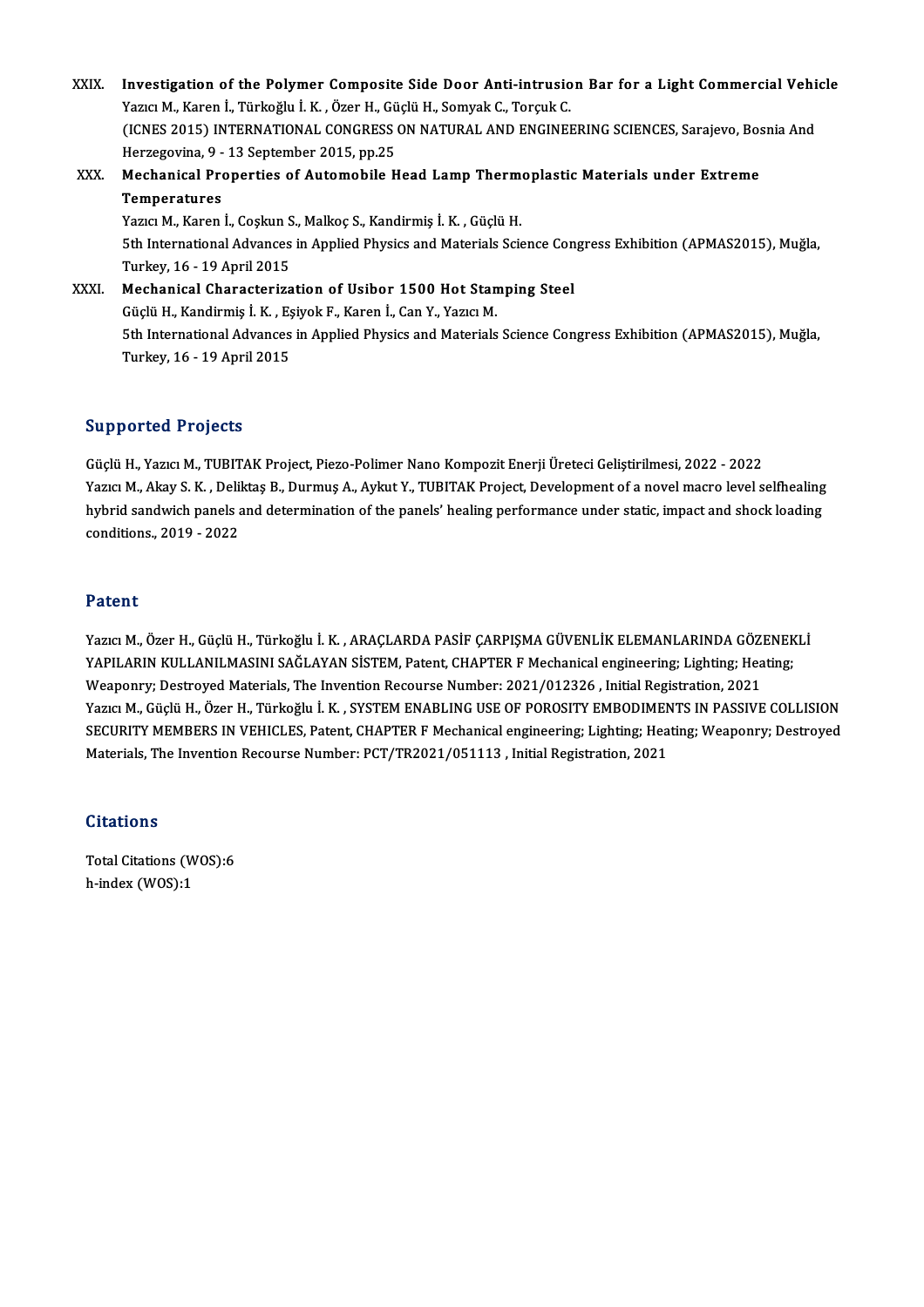XXIX. **Investigation of the Polymer Composite Side Door Anti-intrusion Bar for a Light Commercial Vehicle**
Yazıcı M., Karen İ., Türkoğlu İ. K. , Özer H., Güçlü H., Somyak C., Torçuk C.
(ICNES 2015) INTERNATIONAL CONGRESS ON NATURAL AND ENGINEERING SCIENCES, Sarajevo, Bosnia And Herzegovina, 9 - 13 September 2015, pp.25

XXX. **Mechanical Properties of Automobile Head Lamp Thermoplastic Materials under Extreme Temperatures**
Yazıcı M., Karen İ., Coşkun S., Malkoç S., Kandirmiş İ. K. , Güçlü H.
5th International Advances in Applied Physics and Materials Science Congress Exhibition (APMAS2015), Muğla, Turkey, 16 - 19 April 2015

XXXI. **Mechanical Characterization of Usibor 1500 Hot Stamping Steel**
Güçlü H., Kandirmiş İ. K. , Eşiyok F., Karen İ., Can Y., Yazıcı M.
5th International Advances in Applied Physics and Materials Science Congress Exhibition (APMAS2015), Muğla, Turkey, 16 - 19 April 2015

## Supported Projects

Güçlü H., Yazıcı M., TUBITAK Project, Piezo-Polimer Nano Kompozit Enerji Üreteci Geliştirilmesi, 2022 - 2022

Yazıcı M., Akay S. K. , Deliktaş B., Durmuş A., Aykut Y., TUBITAK Project, Development of a novel macro level selfhealing hybrid sandwich panels and determination of the panels' healing performance under static, impact and shock loading conditions., 2019 - 2022

## Patent

Yazıcı M., Özer H., Güçlü H., Türkoğlu İ. K. , ARAÇLARDA PASİF ÇARPIŞMA GÜVENLİK ELEMANLARINDA GÖZENEKLİ YAPILARIN KULLANILMASINI SAĞLAYAN SİSTEM, Patent, CHAPTER F Mechanical engineering; Lighting; Heating; Weaponry; Destroyed Materials, The Invention Recourse Number: 2021/012326 , Initial Registration, 2021

Yazıcı M., Güçlü H., Özer H., Türkoğlu İ. K. , SYSTEM ENABLING USE OF POROSITY EMBODIMENTS IN PASSIVE COLLISION SECURITY MEMBERS IN VEHICLES, Patent, CHAPTER F Mechanical engineering; Lighting; Heating; Weaponry; Destroyed Materials, The Invention Recourse Number: PCT/TR2021/051113 , Initial Registration, 2021

## Citations

Total Citations (WOS):6
h-index (WOS):1